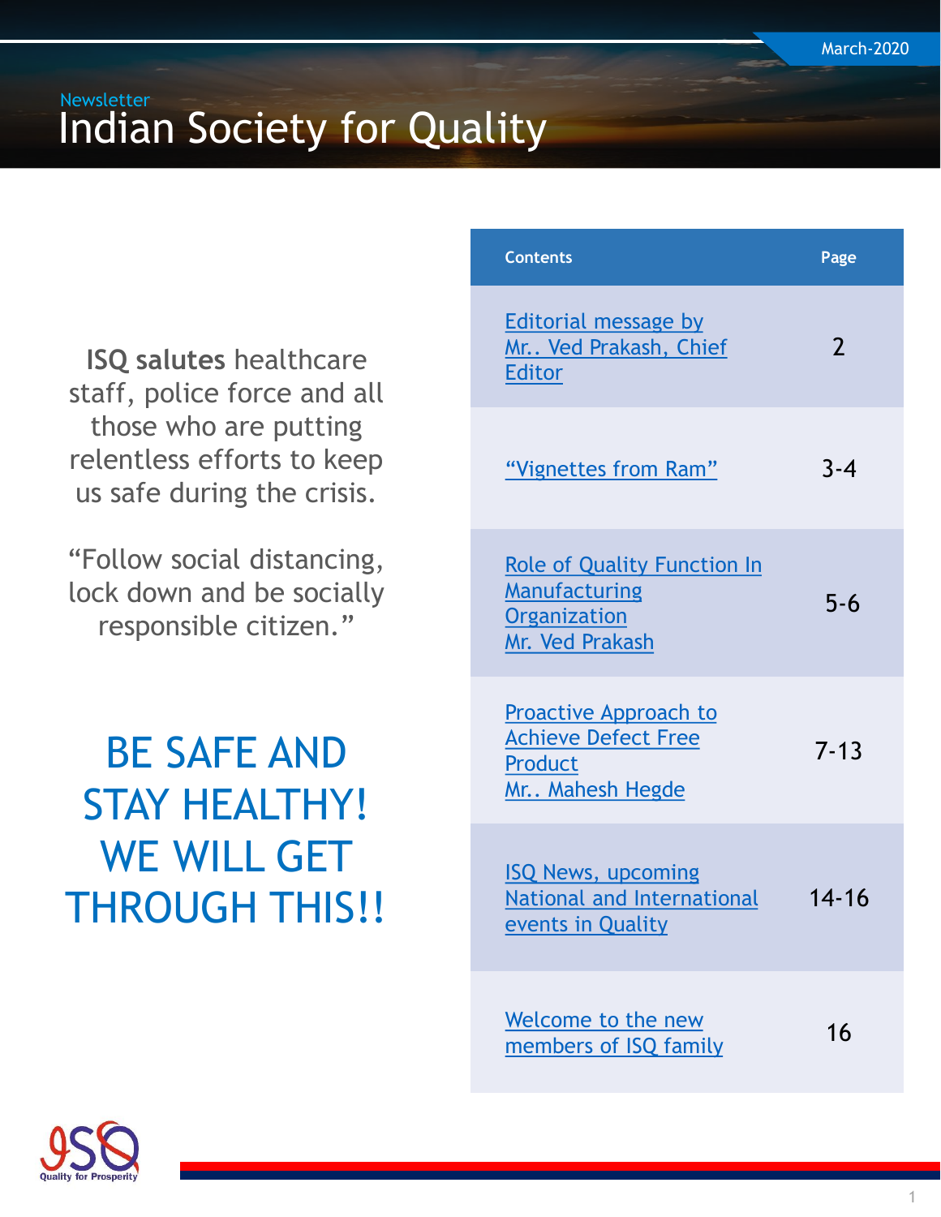March-2020

Newsletter

# Indian Society for Quality

**ISQ salutes** healthcare staff, police force and all those who are putting relentless efforts to keep us safe during the crisis.

"Follow social distancing, lock down and be socially responsible citizen."

## BE SAFE AND STAY HEALTHY! WE WILL GET THROUGH THIS!!

| Contents | Page |
|---|---|
| Editorial message by Mr.. Ved Prakash, Chief Editor | 2 |
| "Vignettes from Ram" | 3-4 |
| Role of Quality Function In Manufacturing Organization Mr. Ved Prakash | 5-6 |
| Proactive Approach to Achieve Defect Free Product Mr.. Mahesh Hegde | 7-13 |
| ISQ News, upcoming National and International events in Quality | 14-16 |
| Welcome to the new members of ISQ family | 16 |

ISQ Quality for Prosperity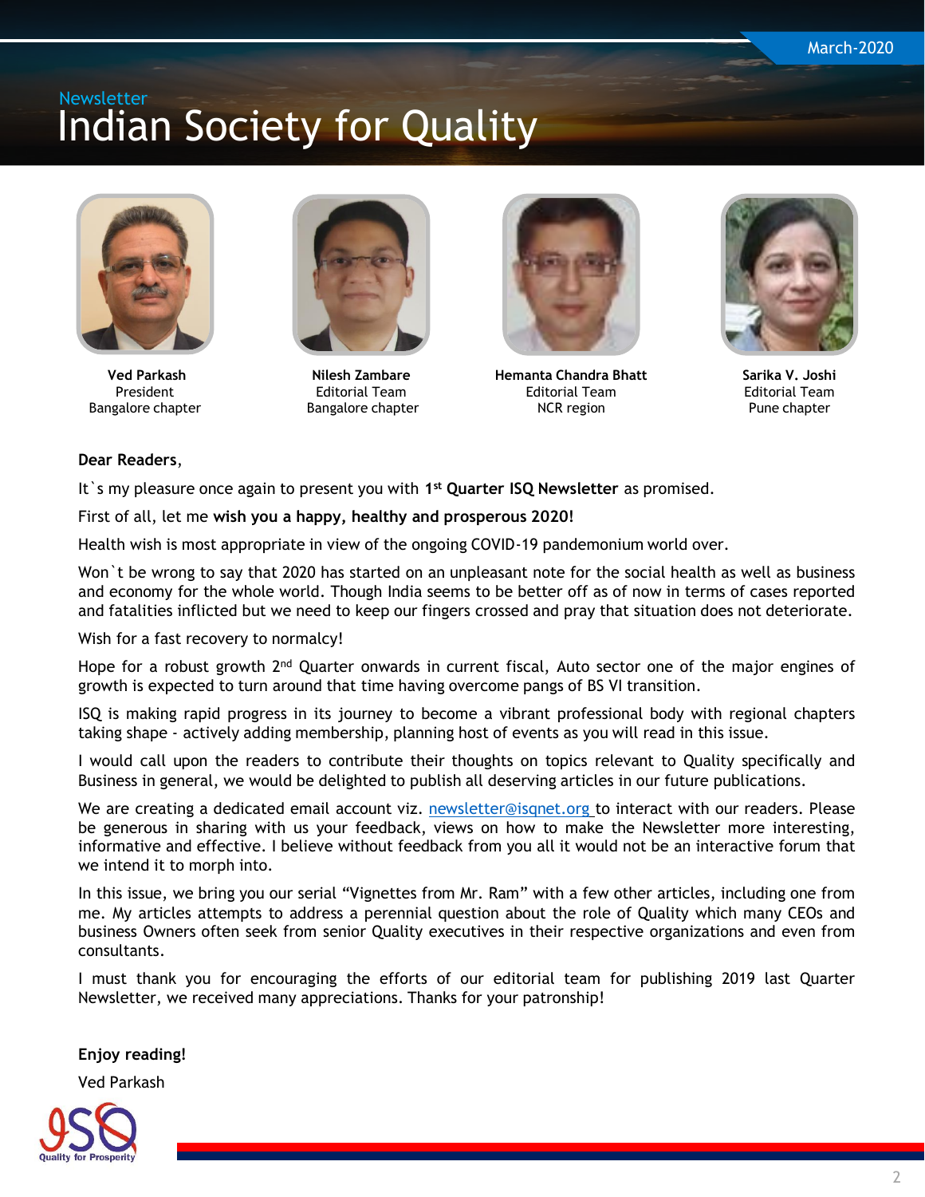Newsletter

# Indian Society for Quality

March-2020

**Ved Parkash**
President
Bangalore chapter

**Nilesh Zambare**
Editorial Team
Bangalore chapter

**Hemanta Chandra Bhatt**
Editorial Team
NCR region

**Sarika V. Joshi**
Editorial Team
Pune chapter

**Dear Readers**,

It`s my pleasure once again to present you with **1st Quarter ISQ Newsletter** as promised.

First of all, let me **wish you a happy, healthy and prosperous 2020!**

Health wish is most appropriate in view of the ongoing COVID-19 pandemonium world over.

Won`t be wrong to say that 2020 has started on an unpleasant note for the social health as well as business and economy for the whole world. Though India seems to be better off as of now in terms of cases reported and fatalities inflicted but we need to keep our fingers crossed and pray that situation does not deteriorate.

Wish for a fast recovery to normalcy!

Hope for a robust growth 2nd Quarter onwards in current fiscal, Auto sector one of the major engines of growth is expected to turn around that time having overcome pangs of BS VI transition.

ISQ is making rapid progress in its journey to become a vibrant professional body with regional chapters taking shape - actively adding membership, planning host of events as you will read in this issue.

I would call upon the readers to contribute their thoughts on topics relevant to Quality specifically and Business in general, we would be delighted to publish all deserving articles in our future publications.

We are creating a dedicated email account viz. newsletter@isqnet.org to interact with our readers. Please be generous in sharing with us your feedback, views on how to make the Newsletter more interesting, informative and effective. I believe without feedback from you all it would not be an interactive forum that we intend it to morph into.

In this issue, we bring you our serial "Vignettes from Mr. Ram" with a few other articles, including one from me. My articles attempts to address a perennial question about the role of Quality which many CEOs and business Owners often seek from senior Quality executives in their respective organizations and even from consultants.

I must thank you for encouraging the efforts of our editorial team for publishing 2019 last Quarter Newsletter, we received many appreciations. Thanks for your patronship!

**Enjoy reading!**

Ved Parkash

ISQ Quality for Prosperity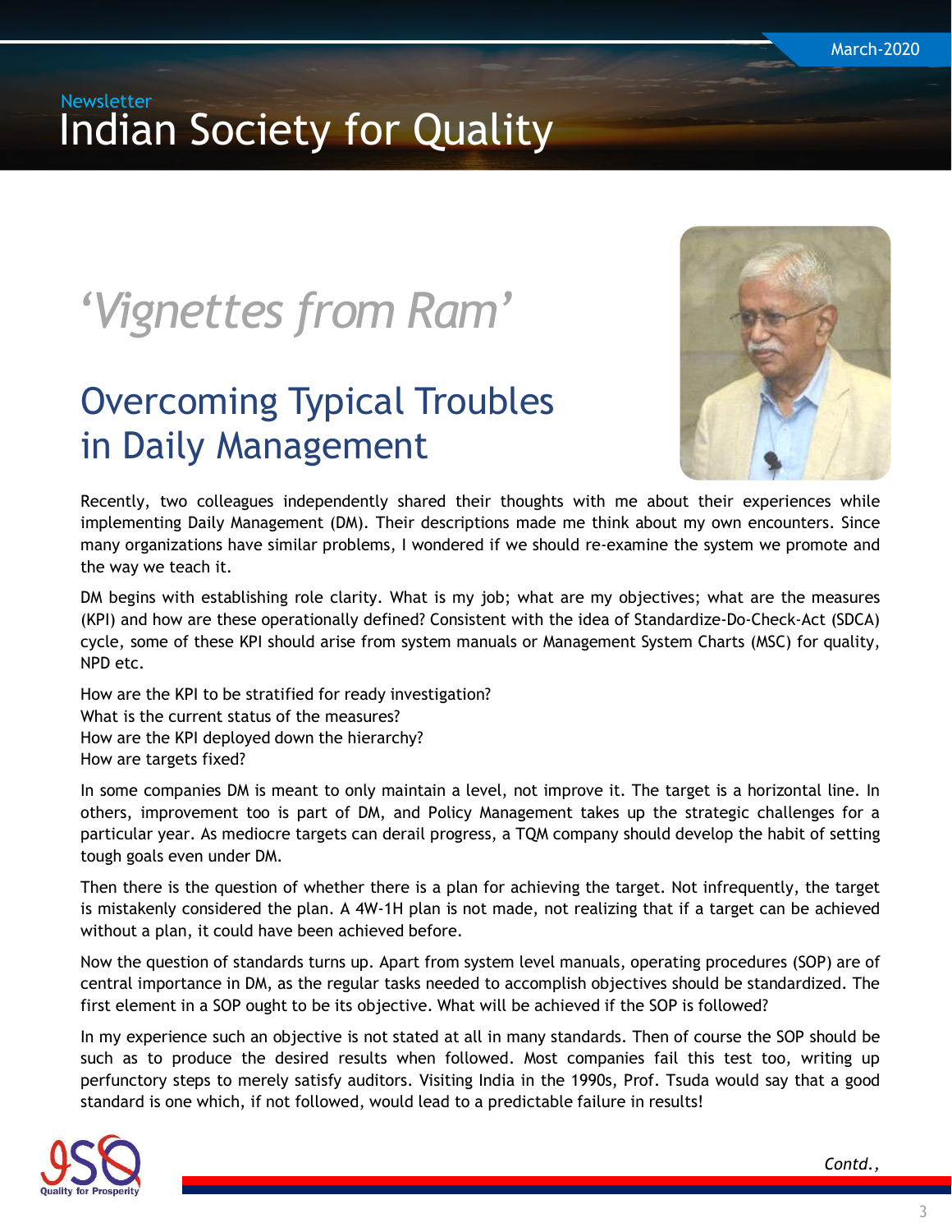# 'Vignettes from Ram'

## Overcoming Typical Troubles in Daily Management

Recently, two colleagues independently shared their thoughts with me about their experiences while implementing Daily Management (DM). Their descriptions made me think about my own encounters. Since many organizations have similar problems, I wondered if we should re-examine the system we promote and the way we teach it.

DM begins with establishing role clarity. What is my job; what are my objectives; what are the measures (KPI) and how are these operationally defined? Consistent with the idea of Standardize-Do-Check-Act (SDCA) cycle, some of these KPI should arise from system manuals or Management System Charts (MSC) for quality, NPD etc.

How are the KPI to be stratified for ready investigation?
What is the current status of the measures?
How are the KPI deployed down the hierarchy?
How are targets fixed?

In some companies DM is meant to only maintain a level, not improve it. The target is a horizontal line. In others, improvement too is part of DM, and Policy Management takes up the strategic challenges for a particular year. As mediocre targets can derail progress, a TQM company should develop the habit of setting tough goals even under DM.

Then there is the question of whether there is a plan for achieving the target. Not infrequently, the target is mistakenly considered the plan. A 4W-1H plan is not made, not realizing that if a target can be achieved without a plan, it could have been achieved before.

Now the question of standards turns up. Apart from system level manuals, operating procedures (SOP) are of central importance in DM, as the regular tasks needed to accomplish objectives should be standardized. The first element in a SOP ought to be its objective. What will be achieved if the SOP is followed?

In my experience such an objective is not stated at all in many standards. Then of course the SOP should be such as to produce the desired results when followed. Most companies fail this test too, writing up perfunctory steps to merely satisfy auditors. Visiting India in the 1990s, Prof. Tsuda would say that a good standard is one which, if not followed, would lead to a predictable failure in results!

*Contd.,*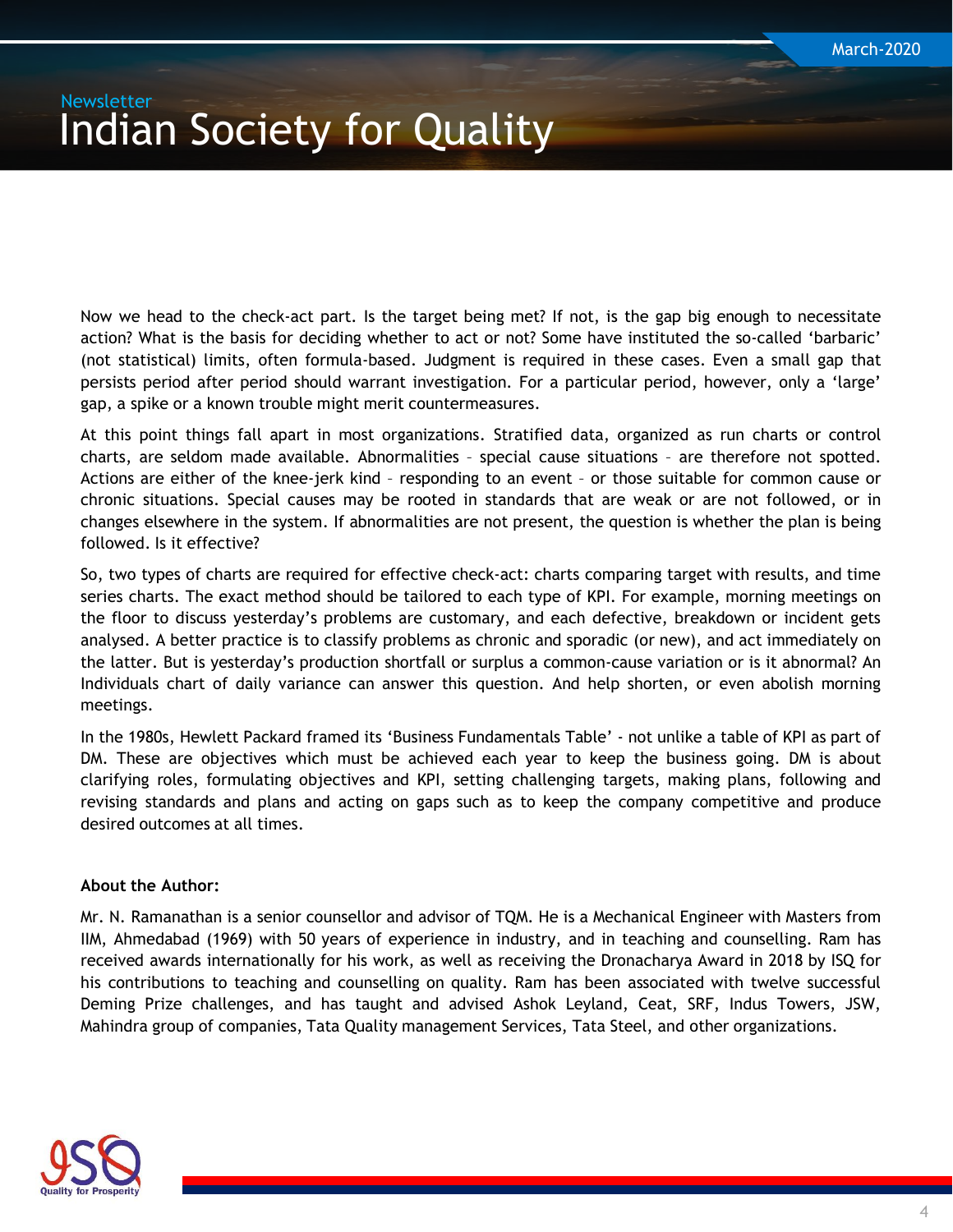Now we head to the check-act part. Is the target being met? If not, is the gap big enough to necessitate action? What is the basis for deciding whether to act or not? Some have instituted the so-called 'barbaric' (not statistical) limits, often formula-based. Judgment is required in these cases. Even a small gap that persists period after period should warrant investigation. For a particular period, however, only a 'large' gap, a spike or a known trouble might merit countermeasures.

At this point things fall apart in most organizations. Stratified data, organized as run charts or control charts, are seldom made available. Abnormalities – special cause situations – are therefore not spotted. Actions are either of the knee-jerk kind – responding to an event – or those suitable for common cause or chronic situations. Special causes may be rooted in standards that are weak or are not followed, or in changes elsewhere in the system. If abnormalities are not present, the question is whether the plan is being followed. Is it effective?

So, two types of charts are required for effective check-act: charts comparing target with results, and time series charts. The exact method should be tailored to each type of KPI. For example, morning meetings on the floor to discuss yesterday's problems are customary, and each defective, breakdown or incident gets analysed. A better practice is to classify problems as chronic and sporadic (or new), and act immediately on the latter. But is yesterday's production shortfall or surplus a common-cause variation or is it abnormal? An Individuals chart of daily variance can answer this question. And help shorten, or even abolish morning meetings.

In the 1980s, Hewlett Packard framed its 'Business Fundamentals Table' - not unlike a table of KPI as part of DM. These are objectives which must be achieved each year to keep the business going. DM is about clarifying roles, formulating objectives and KPI, setting challenging targets, making plans, following and revising standards and plans and acting on gaps such as to keep the company competitive and produce desired outcomes at all times.

**About the Author:**

Mr. N. Ramanathan is a senior counsellor and advisor of TQM. He is a Mechanical Engineer with Masters from IIM, Ahmedabad (1969) with 50 years of experience in industry, and in teaching and counselling. Ram has received awards internationally for his work, as well as receiving the Dronacharya Award in 2018 by ISQ for his contributions to teaching and counselling on quality. Ram has been associated with twelve successful Deming Prize challenges, and has taught and advised Ashok Leyland, Ceat, SRF, Indus Towers, JSW, Mahindra group of companies, Tata Quality management Services, Tata Steel, and other organizations.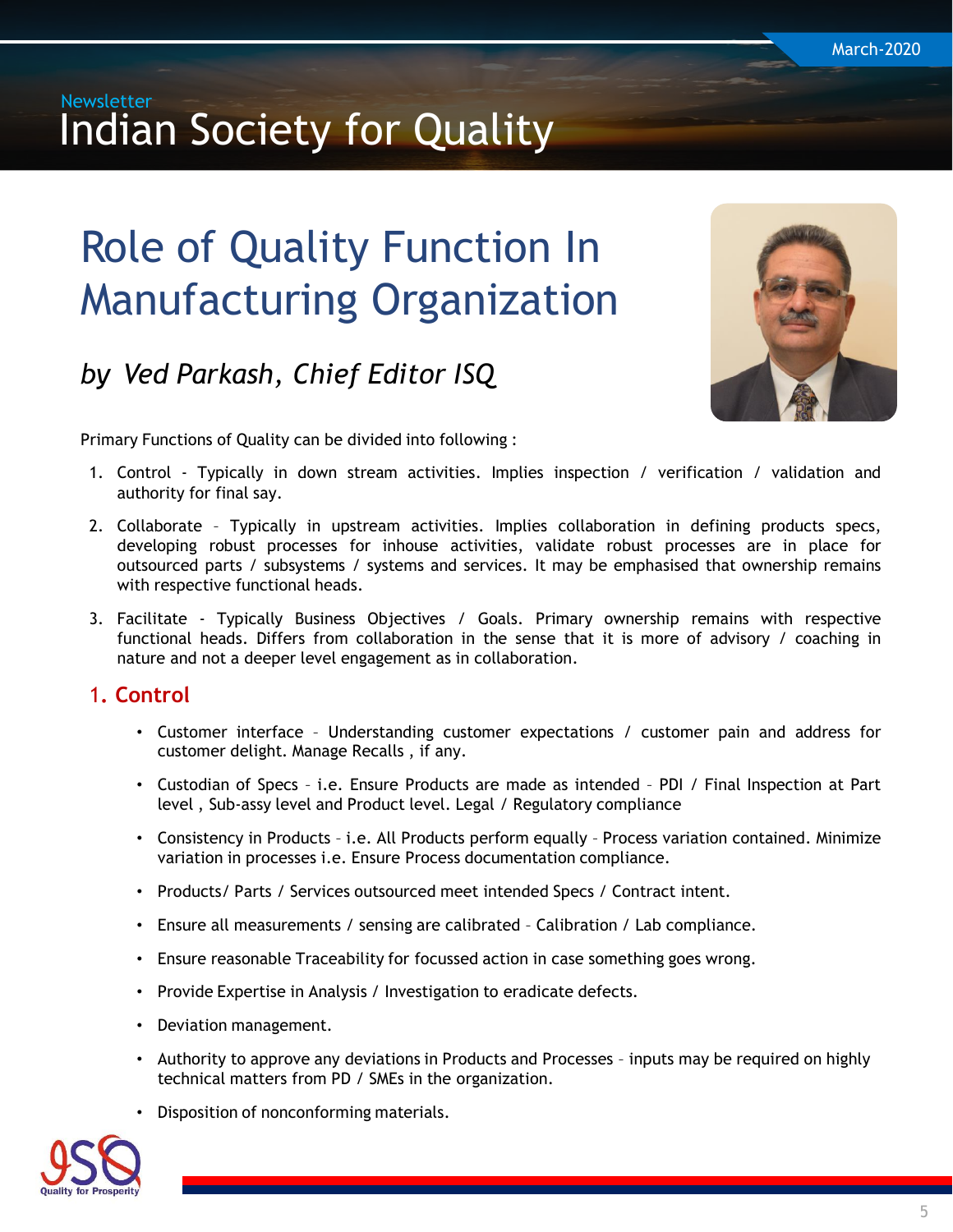Newsletter

# Indian Society for Quality

# Role of Quality Function In Manufacturing Organization

## *by Ved Parkash, Chief Editor ISQ*

Primary Functions of Quality can be divided into following :

1. Control - Typically in down stream activities. Implies inspection / verification / validation and authority for final say.
2. Collaborate – Typically in upstream activities. Implies collaboration in defining products specs, developing robust processes for inhouse activities, validate robust processes are in place for outsourced parts / subsystems / systems and services. It may be emphasised that ownership remains with respective functional heads.
3. Facilitate - Typically Business Objectives / Goals. Primary ownership remains with respective functional heads. Differs from collaboration in the sense that it is more of advisory / coaching in nature and not a deeper level engagement as in collaboration.

### 1. Control

- Customer interface – Understanding customer expectations / customer pain and address for customer delight. Manage Recalls , if any.
- Custodian of Specs – i.e. Ensure Products are made as intended – PDI / Final Inspection at Part level , Sub-assy level and Product level. Legal / Regulatory compliance
- Consistency in Products – i.e. All Products perform equally – Process variation contained. Minimize variation in processes i.e. Ensure Process documentation compliance.
- Products/ Parts / Services outsourced meet intended Specs / Contract intent.
- Ensure all measurements / sensing are calibrated – Calibration / Lab compliance.
- Ensure reasonable Traceability for focussed action in case something goes wrong.
- Provide Expertise in Analysis / Investigation to eradicate defects.
- Deviation management.
- Authority to approve any deviations in Products and Processes – inputs may be required on highly technical matters from PD / SMEs in the organization.
- Disposition of nonconforming materials.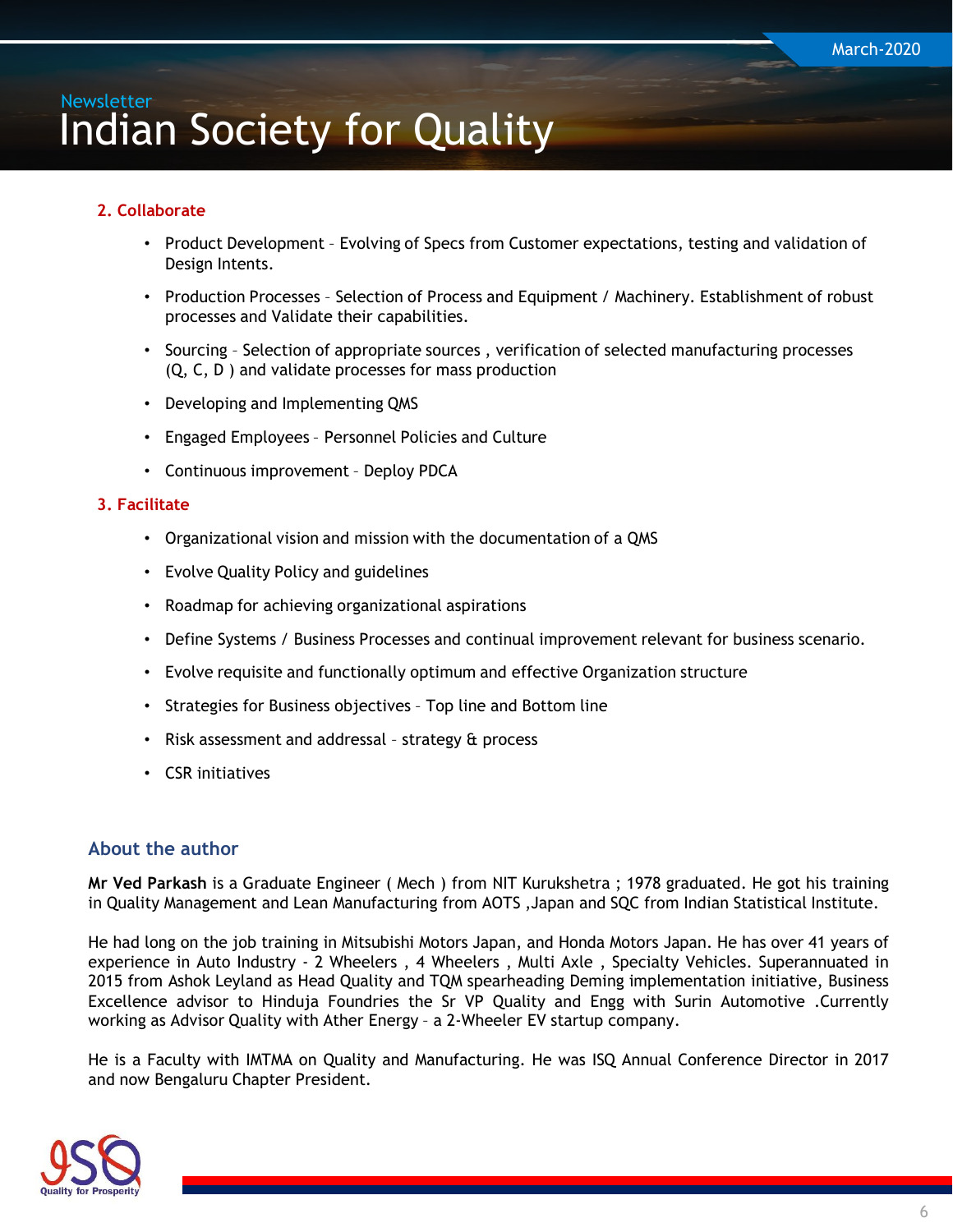**2. Collaborate**

- Product Development – Evolving of Specs from Customer expectations, testing and validation of Design Intents.
- Production Processes – Selection of Process and Equipment / Machinery. Establishment of robust processes and Validate their capabilities.
- Sourcing – Selection of appropriate sources , verification of selected manufacturing processes (Q, C, D ) and validate processes for mass production
- Developing and Implementing QMS
- Engaged Employees – Personnel Policies and Culture
- Continuous improvement – Deploy PDCA

**3. Facilitate**

- Organizational vision and mission with the documentation of a QMS
- Evolve Quality Policy and guidelines
- Roadmap for achieving organizational aspirations
- Define Systems / Business Processes and continual improvement relevant for business scenario.
- Evolve requisite and functionally optimum and effective Organization structure
- Strategies for Business objectives – Top line and Bottom line
- Risk assessment and addressal – strategy & process
- CSR initiatives

## About the author

**Mr Ved Parkash** is a Graduate Engineer ( Mech ) from NIT Kurukshetra ; 1978 graduated. He got his training in Quality Management and Lean Manufacturing from AOTS ,Japan and SQC from Indian Statistical Institute.

He had long on the job training in Mitsubishi Motors Japan, and Honda Motors Japan. He has over 41 years of experience in Auto Industry - 2 Wheelers , 4 Wheelers , Multi Axle , Specialty Vehicles. Superannuated in 2015 from Ashok Leyland as Head Quality and TQM spearheading Deming implementation initiative, Business Excellence advisor to Hinduja Foundries the Sr VP Quality and Engg with Surin Automotive .Currently working as Advisor Quality with Ather Energy – a 2-Wheeler EV startup company.

He is a Faculty with IMTMA on Quality and Manufacturing. He was ISQ Annual Conference Director in 2017 and now Bengaluru Chapter President.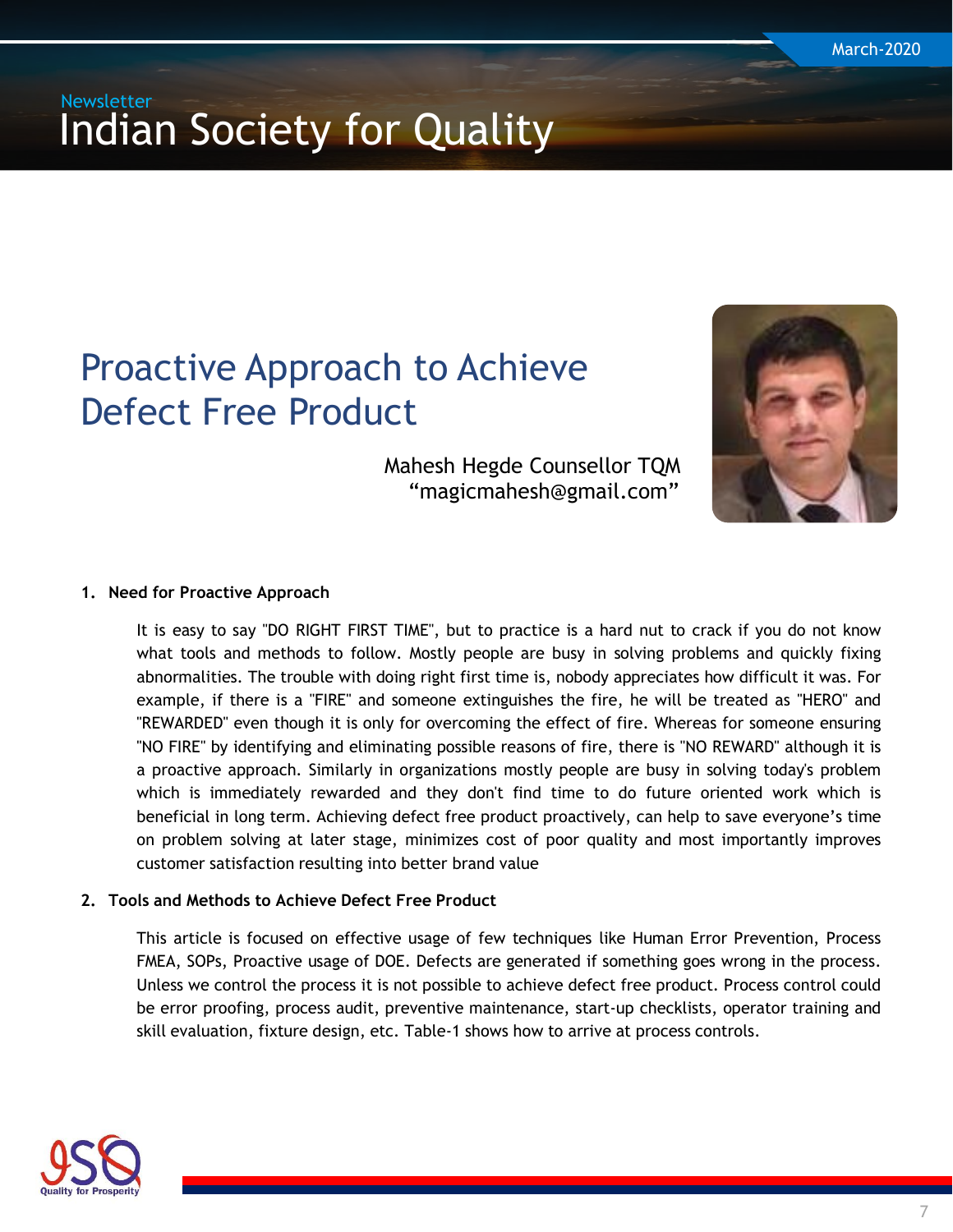# Proactive Approach to Achieve Defect Free Product

Mahesh Hegde Counsellor TQM
"magicmahesh@gmail.com"

## 1. Need for Proactive Approach

It is easy to say "DO RIGHT FIRST TIME", but to practice is a hard nut to crack if you do not know what tools and methods to follow. Mostly people are busy in solving problems and quickly fixing abnormalities. The trouble with doing right first time is, nobody appreciates how difficult it was. For example, if there is a "FIRE" and someone extinguishes the fire, he will be treated as "HERO" and "REWARDED" even though it is only for overcoming the effect of fire. Whereas for someone ensuring "NO FIRE" by identifying and eliminating possible reasons of fire, there is "NO REWARD" although it is a proactive approach. Similarly in organizations mostly people are busy in solving today's problem which is immediately rewarded and they don't find time to do future oriented work which is beneficial in long term. Achieving defect free product proactively, can help to save everyone's time on problem solving at later stage, minimizes cost of poor quality and most importantly improves customer satisfaction resulting into better brand value

## 2. Tools and Methods to Achieve Defect Free Product

This article is focused on effective usage of few techniques like Human Error Prevention, Process FMEA, SOPs, Proactive usage of DOE. Defects are generated if something goes wrong in the process. Unless we control the process it is not possible to achieve defect free product. Process control could be error proofing, process audit, preventive maintenance, start-up checklists, operator training and skill evaluation, fixture design, etc. Table-1 shows how to arrive at process controls.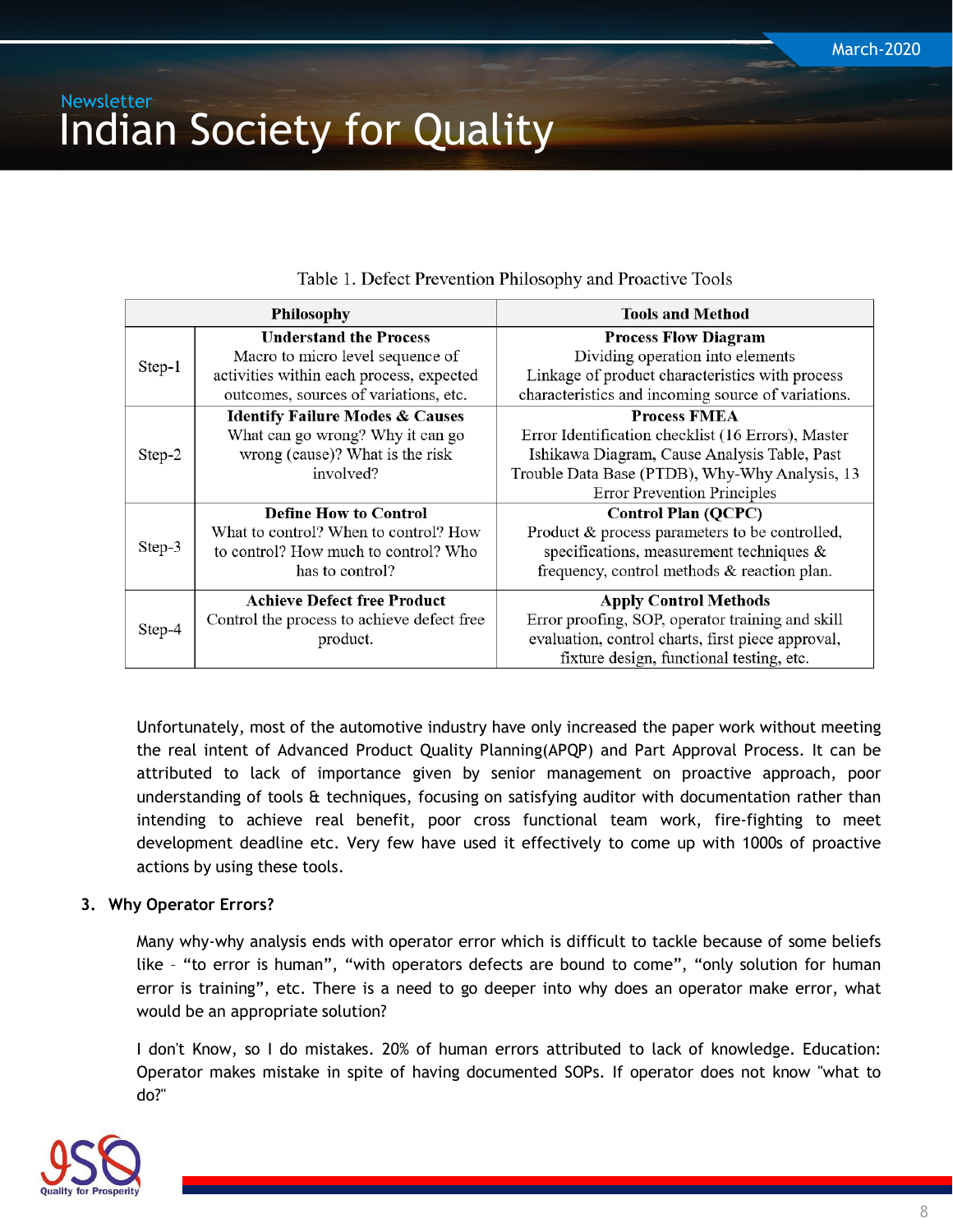Table 1. Defect Prevention Philosophy and Proactive Tools

| Philosophy | | Tools and Method |
|---|---|---|
| Step-1 | **Understand the Process** Macro to micro level sequence of activities within each process, expected outcomes, sources of variations, etc. | **Process Flow Diagram** Dividing operation into elements Linkage of product characteristics with process characteristics and incoming source of variations. |
| Step-2 | **Identify Failure Modes & Causes** What can go wrong? Why it can go wrong (cause)? What is the risk involved? | **Process FMEA** Error Identification checklist (16 Errors), Master Ishikawa Diagram, Cause Analysis Table, Past Trouble Data Base (PTDB), Why-Why Analysis, 13 Error Prevention Principles |
| Step-3 | **Define How to Control** What to control? When to control? How to control? How much to control? Who has to control? | **Control Plan (QCPC)** Product & process parameters to be controlled, specifications, measurement techniques & frequency, control methods & reaction plan. |
| Step-4 | **Achieve Defect free Product** Control the process to achieve defect free product. | **Apply Control Methods** Error proofing, SOP, operator training and skill evaluation, control charts, first piece approval, fixture design, functional testing, etc. |

Unfortunately, most of the automotive industry have only increased the paper work without meeting the real intent of Advanced Product Quality Planning(APQP) and Part Approval Process. It can be attributed to lack of importance given by senior management on proactive approach, poor understanding of tools & techniques, focusing on satisfying auditor with documentation rather than intending to achieve real benefit, poor cross functional team work, fire-fighting to meet development deadline etc. Very few have used it effectively to come up with 1000s of proactive actions by using these tools.

**3. Why Operator Errors?**

Many why-why analysis ends with operator error which is difficult to tackle because of some beliefs like – "to error is human", "with operators defects are bound to come", "only solution for human error is training", etc. There is a need to go deeper into why does an operator make error, what would be an appropriate solution?

I don't Know, so I do mistakes. 20% of human errors attributed to lack of knowledge. Education: Operator makes mistake in spite of having documented SOPs. If operator does not know "what to do?"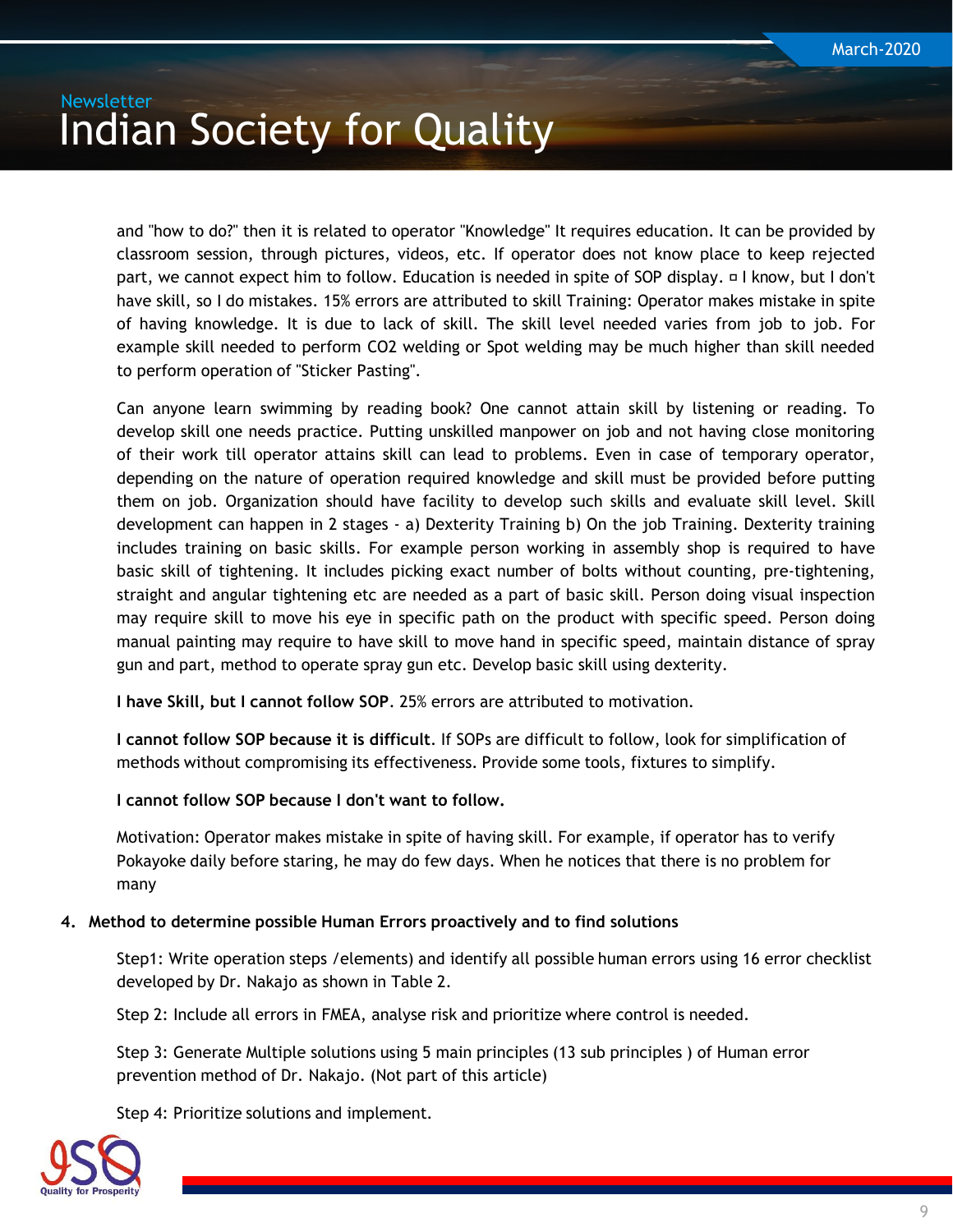and "how to do?" then it is related to operator "Knowledge" It requires education. It can be provided by classroom session, through pictures, videos, etc. If operator does not know place to keep rejected part, we cannot expect him to follow. Education is needed in spite of SOP display. ¤ I know, but I don't have skill, so I do mistakes. 15% errors are attributed to skill Training: Operator makes mistake in spite of having knowledge. It is due to lack of skill. The skill level needed varies from job to job. For example skill needed to perform $CO_2$ welding or Spot welding may be much higher than skill needed to perform operation of "Sticker Pasting".

Can anyone learn swimming by reading book? One cannot attain skill by listening or reading. To develop skill one needs practice. Putting unskilled manpower on job and not having close monitoring of their work till operator attains skill can lead to problems. Even in case of temporary operator, depending on the nature of operation required knowledge and skill must be provided before putting them on job. Organization should have facility to develop such skills and evaluate skill level. Skill development can happen in 2 stages - a) Dexterity Training b) On the job Training. Dexterity training includes training on basic skills. For example person working in assembly shop is required to have basic skill of tightening. It includes picking exact number of bolts without counting, pre-tightening, straight and angular tightening etc are needed as a part of basic skill. Person doing visual inspection may require skill to move his eye in specific path on the product with specific speed. Person doing manual painting may require to have skill to move hand in specific speed, maintain distance of spray gun and part, method to operate spray gun etc. Develop basic skill using dexterity.

**I have Skill, but I cannot follow SOP**. 25% errors are attributed to motivation.

**I cannot follow SOP because it is difficult**. If SOPs are difficult to follow, look for simplification of methods without compromising its effectiveness. Provide some tools, fixtures to simplify.

**I cannot follow SOP because I don't want to follow.**

Motivation: Operator makes mistake in spite of having skill. For example, if operator has to verify Pokayoke daily before staring, he may do few days. When he notices that there is no problem for many

**4. Method to determine possible Human Errors proactively and to find solutions**

Step1: Write operation steps /elements) and identify all possible human errors using 16 error checklist developed by Dr. Nakajo as shown in Table 2.

Step 2: Include all errors in FMEA, analyse risk and prioritize where control is needed.

Step 3: Generate Multiple solutions using 5 main principles (13 sub principles ) of Human error prevention method of Dr. Nakajo. (Not part of this article)

Step 4: Prioritize solutions and implement.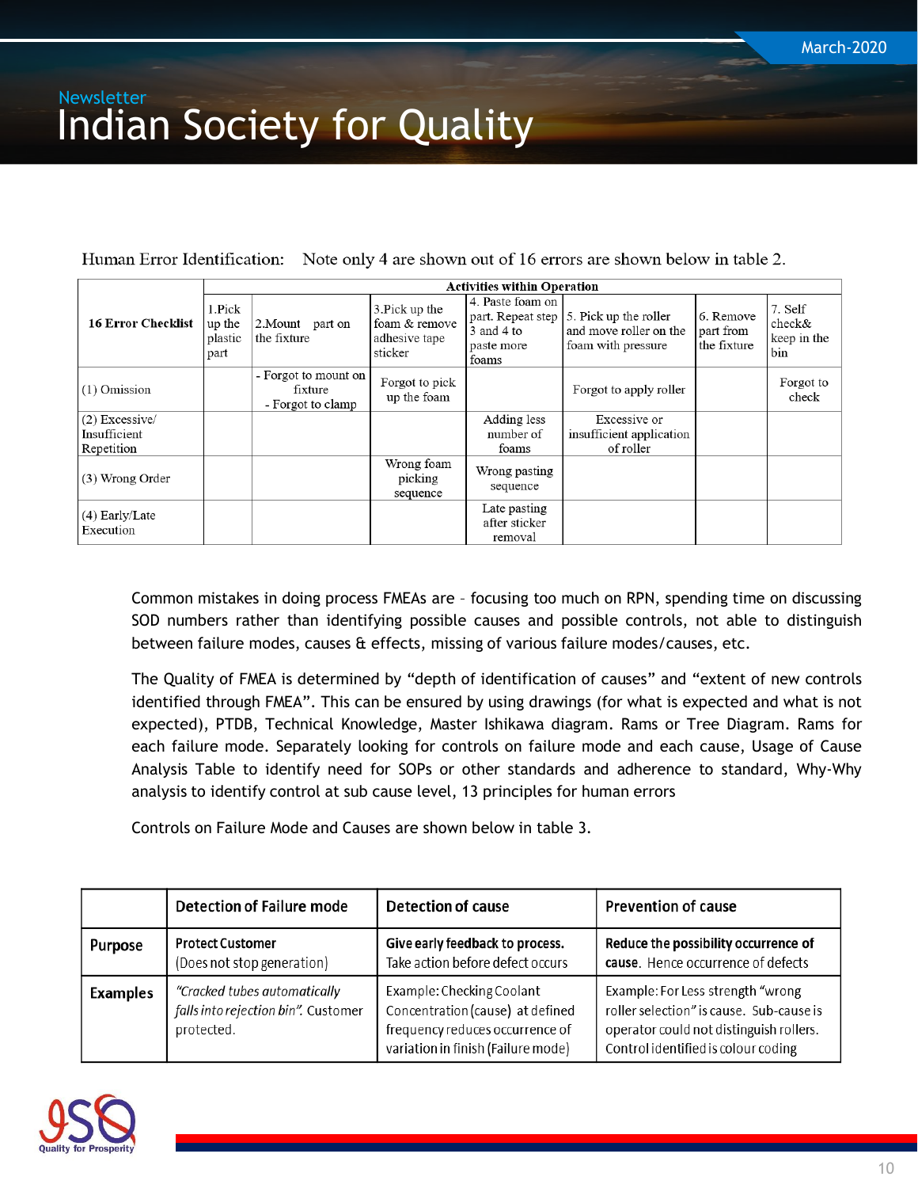Human Error Identification: Note only 4 are shown out of 16 errors are shown below in table 2.

| 16 Error Checklist | Activities within Operation | | | | | | |
|---|---|---|---|---|---|---|---|
| | 1.Pick up the plastic part | 2.Mount part on the fixture | 3.Pick up the foam & remove adhesive tape sticker | 4. Paste foam on part. Repeat step 3 and 4 to paste more foams | 5. Pick up the roller and move roller on the foam with pressure | 6. Remove part from the fixture | 7. Self check& keep in the bin |
| (1) Omission | | - Forgot to mount on fixture<br>- Forgot to clamp | Forgot to pick up the foam | | Forgot to apply roller | | Forgot to check |
| (2) Excessive/ Insufficient Repetition | | | | Adding less number of foams | Excessive or insufficient application of roller | | |
| (3) Wrong Order | | | Wrong foam picking sequence | Wrong pasting sequence | | | |
| (4) Early/Late Execution | | | | Late pasting after sticker removal | | | |

Common mistakes in doing process FMEAs are – focusing too much on RPN, spending time on discussing SOD numbers rather than identifying possible causes and possible controls, not able to distinguish between failure modes, causes & effects, missing of various failure modes/causes, etc.

The Quality of FMEA is determined by "depth of identification of causes" and "extent of new controls identified through FMEA". This can be ensured by using drawings (for what is expected and what is not expected), PTDB, Technical Knowledge, Master Ishikawa diagram. Rams or Tree Diagram. Rams for each failure mode. Separately looking for controls on failure mode and each cause, Usage of Cause Analysis Table to identify need for SOPs or other standards and adherence to standard, Why-Why analysis to identify control at sub cause level, 13 principles for human errors

Controls on Failure Mode and Causes are shown below in table 3.

| | Detection of Failure mode | Detection of cause | Prevention of cause |
|---|---|---|---|
| **Purpose** | **Protect Customer**<br>(Does not stop generation) | **Give early feedback to process.**<br>Take action before defect occurs | **Reduce the possibility occurrence of cause.** Hence occurrence of defects |
| **Examples** | *"Cracked tubes automatically falls into rejection bin".* Customer protected. | Example: Checking Coolant Concentration (cause) at defined frequency reduces occurrence of variation in finish (Failure mode) | Example: For Less strength "wrong roller selection" is cause. Sub-cause is operator could not distinguish rollers. Control identified is colour coding |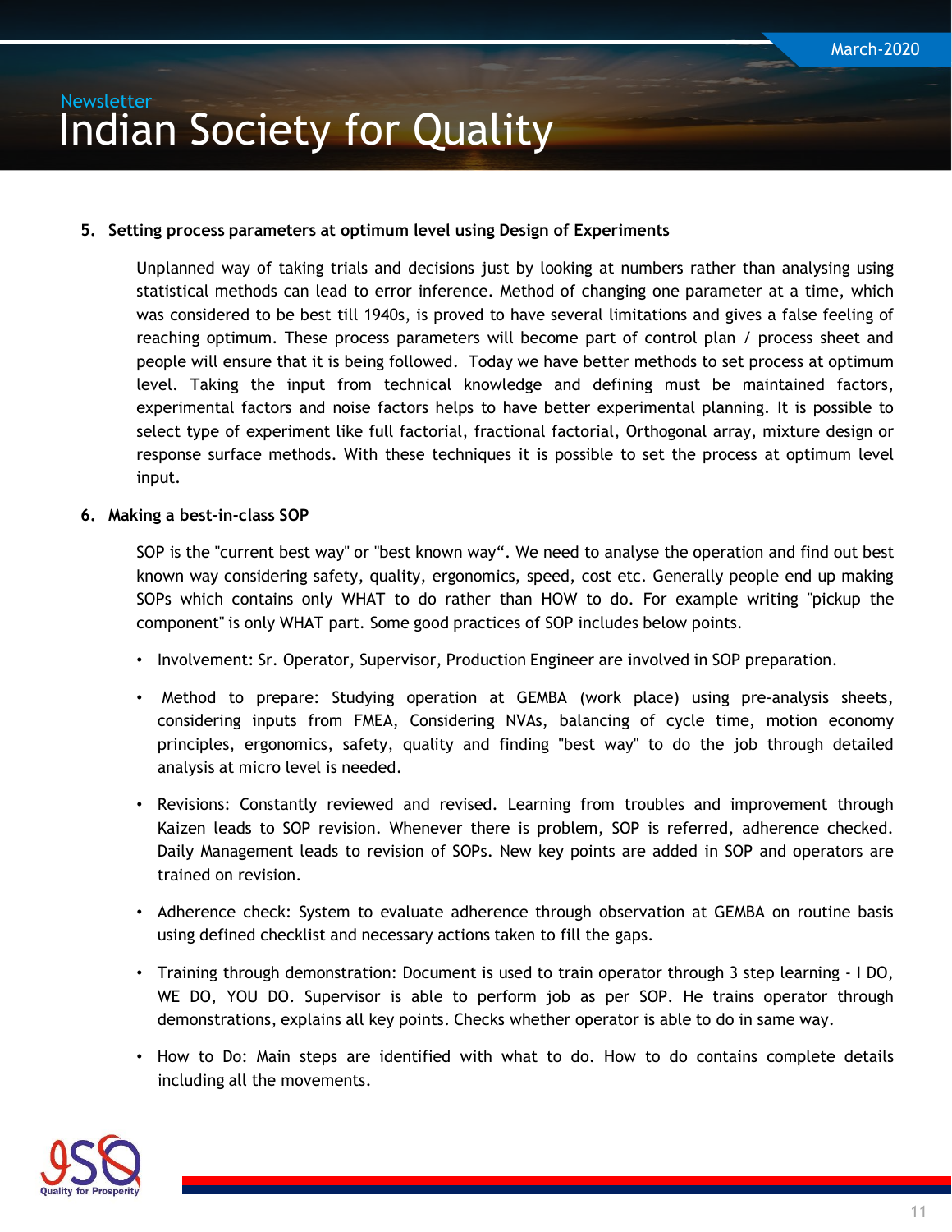5. **Setting process parameters at optimum level using Design of Experiments**

Unplanned way of taking trials and decisions just by looking at numbers rather than analysing using statistical methods can lead to error inference. Method of changing one parameter at a time, which was considered to be best till 1940s, is proved to have several limitations and gives a false feeling of reaching optimum. These process parameters will become part of control plan / process sheet and people will ensure that it is being followed. Today we have better methods to set process at optimum level. Taking the input from technical knowledge and defining must be maintained factors, experimental factors and noise factors helps to have better experimental planning. It is possible to select type of experiment like full factorial, fractional factorial, Orthogonal array, mixture design or response surface methods. With these techniques it is possible to set the process at optimum level input.

6. **Making a best-in-class SOP**

SOP is the "current best way" or "best known way". We need to analyse the operation and find out best known way considering safety, quality, ergonomics, speed, cost etc. Generally people end up making SOPs which contains only WHAT to do rather than HOW to do. For example writing "pickup the component" is only WHAT part. Some good practices of SOP includes below points.

- Involvement: Sr. Operator, Supervisor, Production Engineer are involved in SOP preparation.
- Method to prepare: Studying operation at GEMBA (work place) using pre-analysis sheets, considering inputs from FMEA, Considering NVAs, balancing of cycle time, motion economy principles, ergonomics, safety, quality and finding "best way" to do the job through detailed analysis at micro level is needed.
- Revisions: Constantly reviewed and revised. Learning from troubles and improvement through Kaizen leads to SOP revision. Whenever there is problem, SOP is referred, adherence checked. Daily Management leads to revision of SOPs. New key points are added in SOP and operators are trained on revision.
- Adherence check: System to evaluate adherence through observation at GEMBA on routine basis using defined checklist and necessary actions taken to fill the gaps.
- Training through demonstration: Document is used to train operator through 3 step learning - I DO, WE DO, YOU DO. Supervisor is able to perform job as per SOP. He trains operator through demonstrations, explains all key points. Checks whether operator is able to do in same way.
- How to Do: Main steps are identified with what to do. How to do contains complete details including all the movements.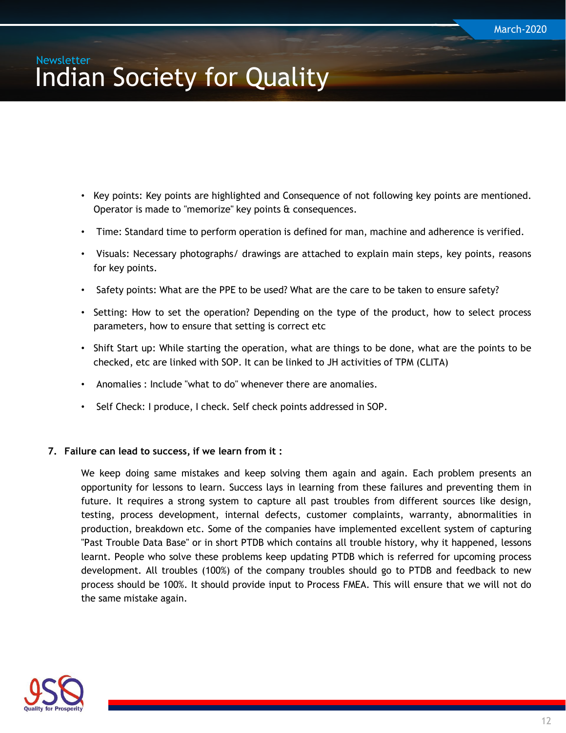- Key points: Key points are highlighted and Consequence of not following key points are mentioned. Operator is made to "memorize" key points & consequences.
- Time: Standard time to perform operation is defined for man, machine and adherence is verified.
- Visuals: Necessary photographs/ drawings are attached to explain main steps, key points, reasons for key points.
- Safety points: What are the PPE to be used? What are the care to be taken to ensure safety?
- Setting: How to set the operation? Depending on the type of the product, how to select process parameters, how to ensure that setting is correct etc
- Shift Start up: While starting the operation, what are things to be done, what are the points to be checked, etc are linked with SOP. It can be linked to JH activities of TPM (CLITA)
- Anomalies : Include "what to do" whenever there are anomalies.
- Self Check: I produce, I check. Self check points addressed in SOP.

**7. Failure can lead to success, if we learn from it :**

We keep doing same mistakes and keep solving them again and again. Each problem presents an opportunity for lessons to learn. Success lays in learning from these failures and preventing them in future. It requires a strong system to capture all past troubles from different sources like design, testing, process development, internal defects, customer complaints, warranty, abnormalities in production, breakdown etc. Some of the companies have implemented excellent system of capturing "Past Trouble Data Base" or in short PTDB which contains all trouble history, why it happened, lessons learnt. People who solve these problems keep updating PTDB which is referred for upcoming process development. All troubles (100%) of the company troubles should go to PTDB and feedback to new process should be 100%. It should provide input to Process FMEA. This will ensure that we will not do the same mistake again.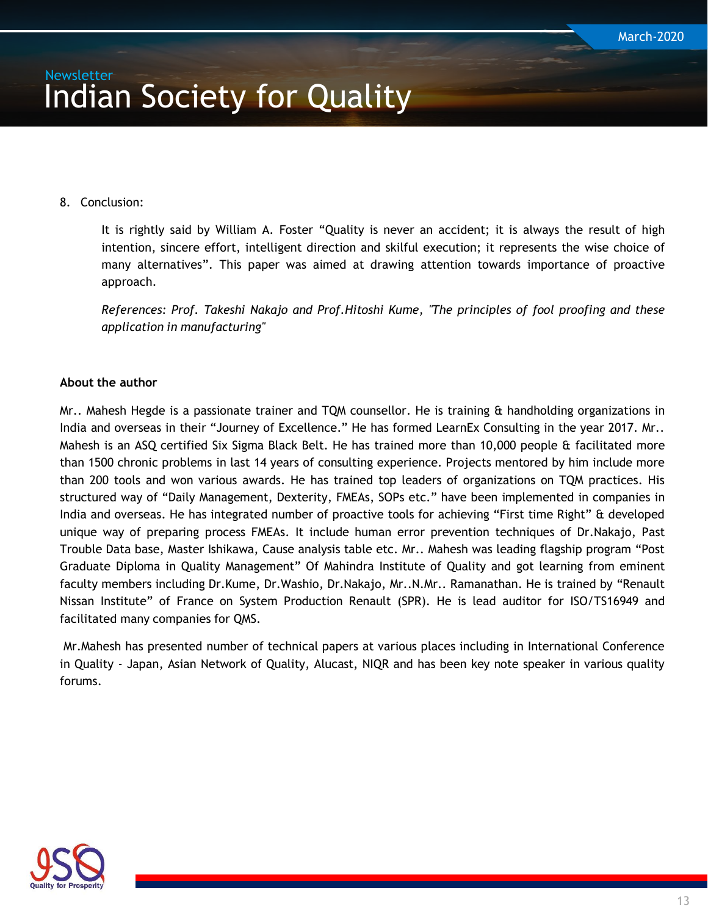8. Conclusion:

   It is rightly said by William A. Foster “Quality is never an accident; it is always the result of high intention, sincere effort, intelligent direction and skilful execution; it represents the wise choice of many alternatives”. This paper was aimed at drawing attention towards importance of proactive approach.

   *References: Prof. Takeshi Nakajo and Prof.Hitoshi Kume, "The principles of fool proofing and these application in manufacturing"*

**About the author**

Mr.. Mahesh Hegde is a passionate trainer and TQM counsellor. He is training & handholding organizations in India and overseas in their “Journey of Excellence.” He has formed LearnEx Consulting in the year 2017. Mr.. Mahesh is an ASQ certified Six Sigma Black Belt. He has trained more than 10,000 people & facilitated more than 1500 chronic problems in last 14 years of consulting experience. Projects mentored by him include more than 200 tools and won various awards. He has trained top leaders of organizations on TQM practices. His structured way of “Daily Management, Dexterity, FMEAs, SOPs etc.” have been implemented in companies in India and overseas. He has integrated number of proactive tools for achieving “First time Right” & developed unique way of preparing process FMEAs. It include human error prevention techniques of Dr.Nakajo, Past Trouble Data base, Master Ishikawa, Cause analysis table etc. Mr.. Mahesh was leading flagship program “Post Graduate Diploma in Quality Management” Of Mahindra Institute of Quality and got learning from eminent faculty members including Dr.Kume, Dr.Washio, Dr.Nakajo, Mr..N.Mr.. Ramanathan. He is trained by “Renault Nissan Institute” of France on System Production Renault (SPR). He is lead auditor for ISO/TS16949 and facilitated many companies for QMS.

Mr.Mahesh has presented number of technical papers at various places including in International Conference in Quality - Japan, Asian Network of Quality, Alucast, NIQR and has been key note speaker in various quality forums.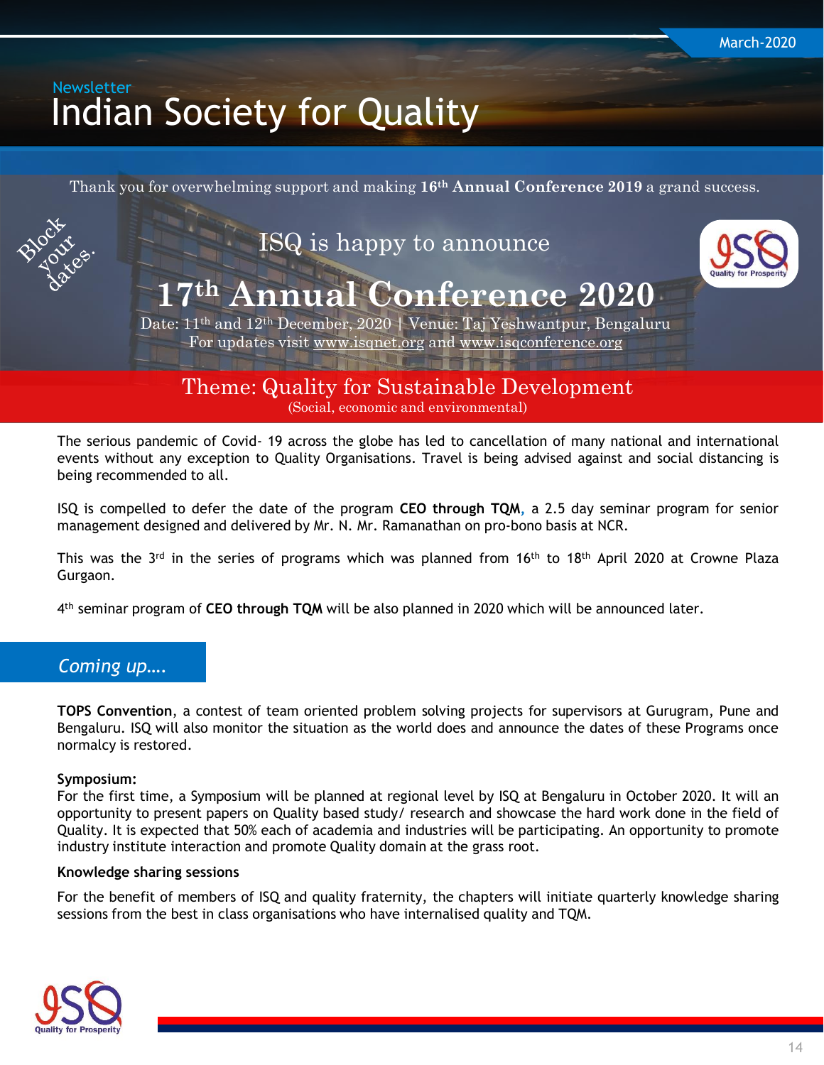Newsletter

# Indian Society for Quality

March-2020

Thank you for overwhelming support and making **16th Annual Conference 2019** a grand success.

Block your dates.

ISQ is happy to announce

## 17th Annual Conference 2020

Date: 11th and 12th December, 2020 | Venue: Taj Yeshwantpur, Bengaluru
For updates visit www.isqnet.org and www.isqconference.org

ISQ Quality for Prosperity

### Theme: Quality for Sustainable Development

(Social, economic and environmental)

The serious pandemic of Covid- 19 across the globe has led to cancellation of many national and international events without any exception to Quality Organisations. Travel is being advised against and social distancing is being recommended to all.

ISQ is compelled to defer the date of the program **CEO through TQM**, a 2.5 day seminar program for senior management designed and delivered by Mr. N. Mr. Ramanathan on pro-bono basis at NCR.

This was the 3rd in the series of programs which was planned from 16th to 18th April 2020 at Crowne Plaza Gurgaon.

4th seminar program of **CEO through TQM** will be also planned in 2020 which will be announced later.

## *Coming up….*

**TOPS Convention**, a contest of team oriented problem solving projects for supervisors at Gurugram, Pune and Bengaluru. ISQ will also monitor the situation as the world does and announce the dates of these Programs once normalcy is restored.

**Symposium:**
For the first time, a Symposium will be planned at regional level by ISQ at Bengaluru in October 2020. It will an opportunity to present papers on Quality based study/ research and showcase the hard work done in the field of Quality. It is expected that 50% each of academia and industries will be participating. An opportunity to promote industry institute interaction and promote Quality domain at the grass root.

**Knowledge sharing sessions**

For the benefit of members of ISQ and quality fraternity, the chapters will initiate quarterly knowledge sharing sessions from the best in class organisations who have internalised quality and TQM.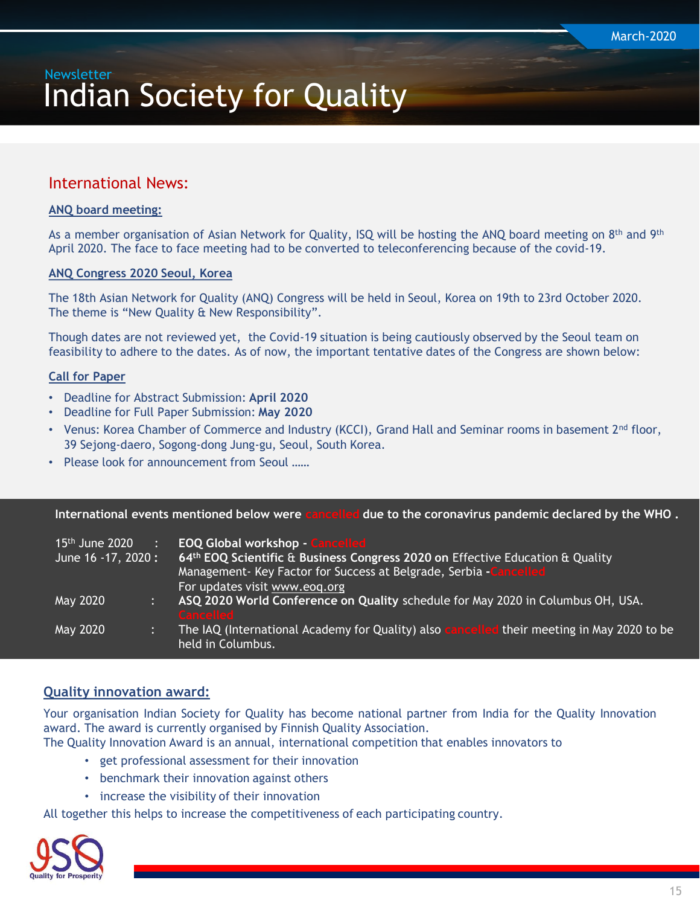March-2020

Newsletter

# Indian Society for Quality

## International News:

**ANQ board meeting:**

As a member organisation of Asian Network for Quality, ISQ will be hosting the ANQ board meeting on 8th and 9th April 2020. The face to face meeting had to be converted to teleconferencing because of the covid-19.

**ANQ Congress 2020 Seoul, Korea**

The 18th Asian Network for Quality (ANQ) Congress will be held in Seoul, Korea on 19th to 23rd October 2020. The theme is “New Quality & New Responsibility”.

Though dates are not reviewed yet, the Covid-19 situation is being cautiously observed by the Seoul team on feasibility to adhere to the dates. As of now, the important tentative dates of the Congress are shown below:

**Call for Paper**

- Deadline for Abstract Submission: **April 2020**
- Deadline for Full Paper Submission: **May 2020**
- Venus: Korea Chamber of Commerce and Industry (KCCI), Grand Hall and Seminar rooms in basement 2nd floor, 39 Sejong-daero, Sogong-dong Jung-gu, Seoul, South Korea.
- Please look for announcement from Seoul ……

**International events mentioned below were cancelled due to the coronavirus pandemic declared by the WHO .**

| | | |
|---|---|---|
| 15th June 2020 | : | **EOQ Global workshop** - Cancelled |
| June 16 -17, 2020 | : | **64th EOQ Scientific & Business Congress 2020 on** Effective Education & Quality Management- Key Factor for Success at Belgrade, Serbia -Cancelled<br>For updates visit www.eoq.org |
| May 2020 | : | **ASQ 2020 World Conference on Quality** schedule for May 2020 in Columbus OH, USA. Cancelled |
| May 2020 | : | The IAQ (International Academy for Quality) also cancelled their meeting in May 2020 to be held in Columbus. |

**Quality innovation award:**

Your organisation Indian Society for Quality has become national partner from India for the Quality Innovation award. The award is currently organised by Finnish Quality Association.
The Quality Innovation Award is an annual, international competition that enables innovators to

- get professional assessment for their innovation
- benchmark their innovation against others
- increase the visibility of their innovation

All together this helps to increase the competitiveness of each participating country.

ISQ Quality for Prosperity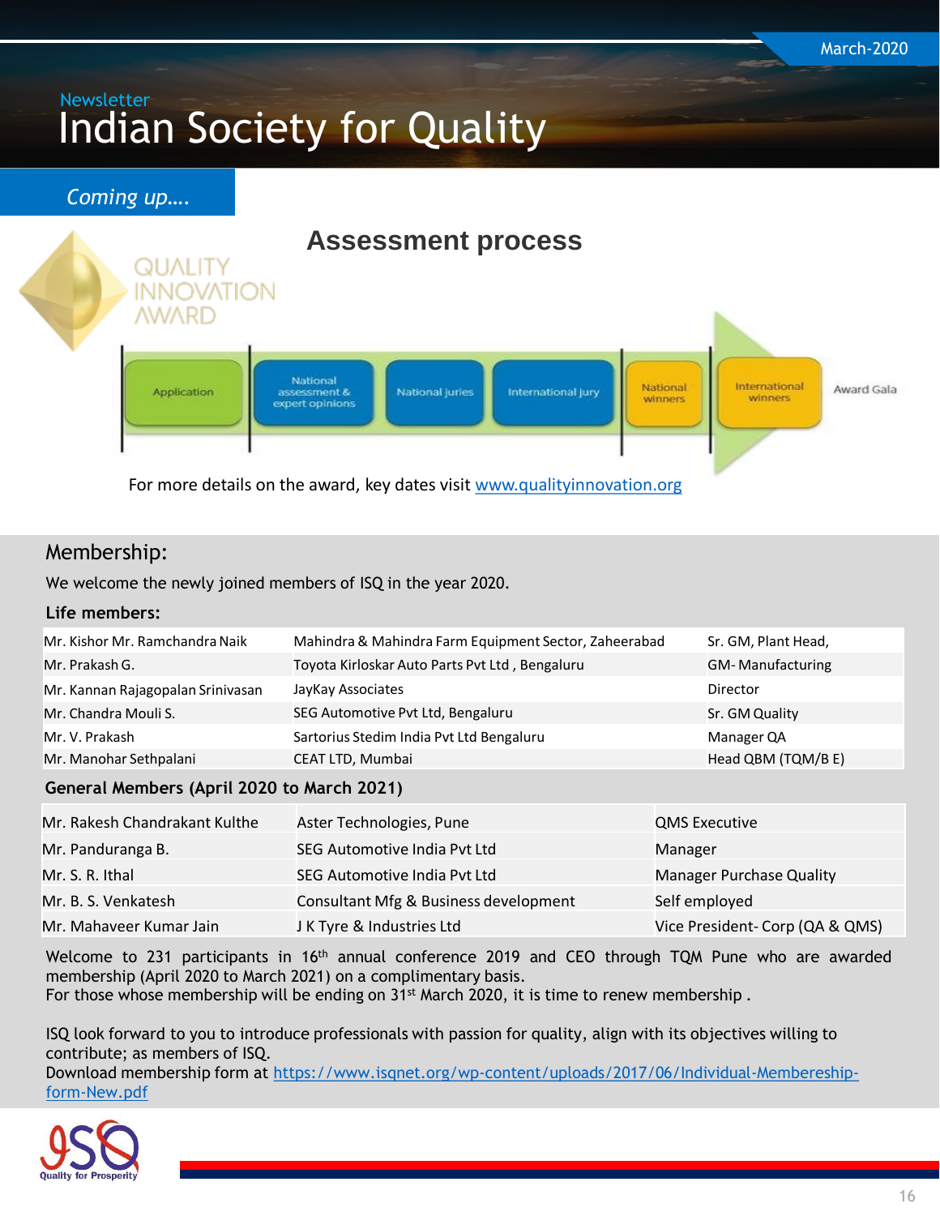Newsletter

# Indian Society for Quality

March-2020

## Coming up….

QUALITY INNOVATION AWARD

### Assessment process

Application
National assessment & expert opinions
National juries
International jury
National winners
International winners
Award Gala

For more details on the award, key dates visit [www.qualityinnovation.org](http://www.qualityinnovation.org)

## Membership:

We welcome the newly joined members of ISQ in the year 2020.

**Life members:**

| | | |
|---|---|---|
| Mr. Kishor Mr. Ramchandra Naik | Mahindra & Mahindra Farm Equipment Sector, Zaheerabad | Sr. GM, Plant Head, |
| Mr. Prakash G. | Toyota Kirloskar Auto Parts Pvt Ltd , Bengaluru | GM- Manufacturing |
| Mr. Kannan Rajagopalan Srinivasan | JayKay Associates | Director |
| Mr. Chandra Mouli S. | SEG Automotive Pvt Ltd, Bengaluru | Sr. GM Quality |
| Mr. V. Prakash | Sartorius Stedim India Pvt Ltd Bengaluru | Manager QA |
| Mr. Manohar Sethpalani | CEAT LTD, Mumbai | Head QBM (TQM/B E) |

**General Members (April 2020 to March 2021)**

| | | |
|---|---|---|
| Mr. Rakesh Chandrakant Kulthe | Aster Technologies, Pune | QMS Executive |
| Mr. Panduranga B. | SEG Automotive India Pvt Ltd | Manager |
| Mr. S. R. Ithal | SEG Automotive India Pvt Ltd | Manager Purchase Quality |
| Mr. B. S. Venkatesh | Consultant Mfg & Business development | Self employed |
| Mr. Mahaveer Kumar Jain | J K Tyre & Industries Ltd | Vice President- Corp (QA & QMS) |

Welcome to 231 participants in 16th annual conference 2019 and CEO through TQM Pune who are awarded membership (April 2020 to March 2021) on a complimentary basis.
For those whose membership will be ending on 31st March 2020, it is time to renew membership .

ISQ look forward to you to introduce professionals with passion for quality, align with its objectives willing to contribute; as members of ISQ.
Download membership form at [https://www.isqnet.org/wp-content/uploads/2017/06/Individual-Membereship-form-New.pdf](https://www.isqnet.org/wp-content/uploads/2017/06/Individual-Membereship-form-New.pdf)

ISQ Quality for Prosperity